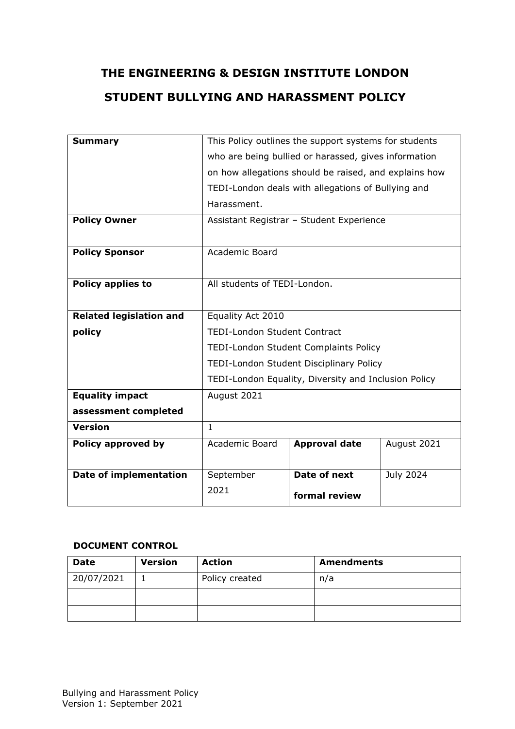# THE ENGINEERING & DESIGN INSTITUTE LONDON

# STUDENT BULLYING AND HARASSMENT POLICY

| | | | |
|---|---|---|---|
| **Summary** | This Policy outlines the support systems for students who are being bullied or harassed, gives information on how allegations should be raised, and explains how TEDI-London deals with allegations of Bullying and Harassment. | | |
| **Policy Owner** | Assistant Registrar – Student Experience | | |
| **Policy Sponsor** | Academic Board | | |
| **Policy applies to** | All students of TEDI-London. | | |
| **Related legislation and policy** | Equality Act 2010<br>TEDI-London Student Contract<br>TEDI-London Student Complaints Policy<br>TEDI-London Student Disciplinary Policy<br>TEDI-London Equality, Diversity and Inclusion Policy | | |
| **Equality impact assessment completed** | August 2021 | | |
| **Version** | 1 | | |
| **Policy approved by** | Academic Board | **Approval date** | August 2021 |
| **Date of implementation** | September 2021 | **Date of next formal review** | July 2024 |

**DOCUMENT CONTROL**

| Date | Version | Action | Amendments |
|---|---|---|---|
| 20/07/2021 | 1 | Policy created | n/a |
| | | | |
| | | | |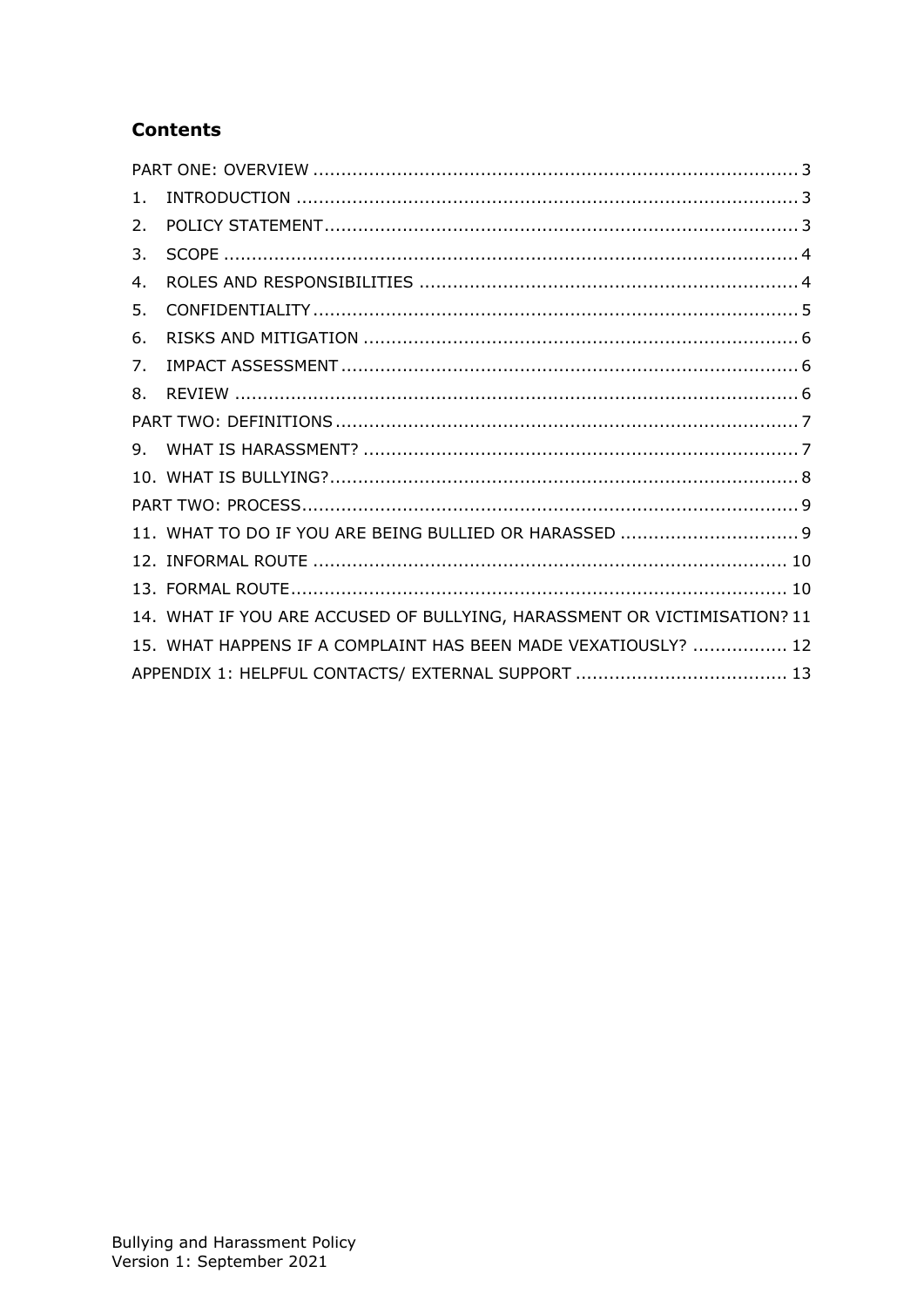## Contents

PART ONE: OVERVIEW ........................................................................................ 3

1. INTRODUCTION ........................................................................................... 3
2. POLICY STATEMENT...................................................................................... 3
3. SCOPE ........................................................................................................ 4
4. ROLES AND RESPONSIBILITIES ..................................................................... 4
5. CONFIDENTIALITY ........................................................................................ 5
6. RISKS AND MITIGATION ............................................................................... 6
7. IMPACT ASSESSMENT ................................................................................... 6
8. REVIEW ....................................................................................................... 6

PART TWO: DEFINITIONS .................................................................................... 7

9. WHAT IS HARASSMENT? ............................................................................... 7
10. WHAT IS BULLYING? .................................................................................... 8

PART TWO: PROCESS.......................................................................................... 9

11. WHAT TO DO IF YOU ARE BEING BULLIED OR HARASSED ................................ 9
12. INFORMAL ROUTE ..................................................................................... 10
13. FORMAL ROUTE......................................................................................... 10
14. WHAT IF YOU ARE ACCUSED OF BULLYING, HARASSMENT OR VICTIMISATION? 11
15. WHAT HAPPENS IF A COMPLAINT HAS BEEN MADE VEXATIOUSLY? ................. 12

APPENDIX 1: HELPFUL CONTACTS/ EXTERNAL SUPPORT ...................................... 13

Bullying and Harassment Policy
Version 1: September 2021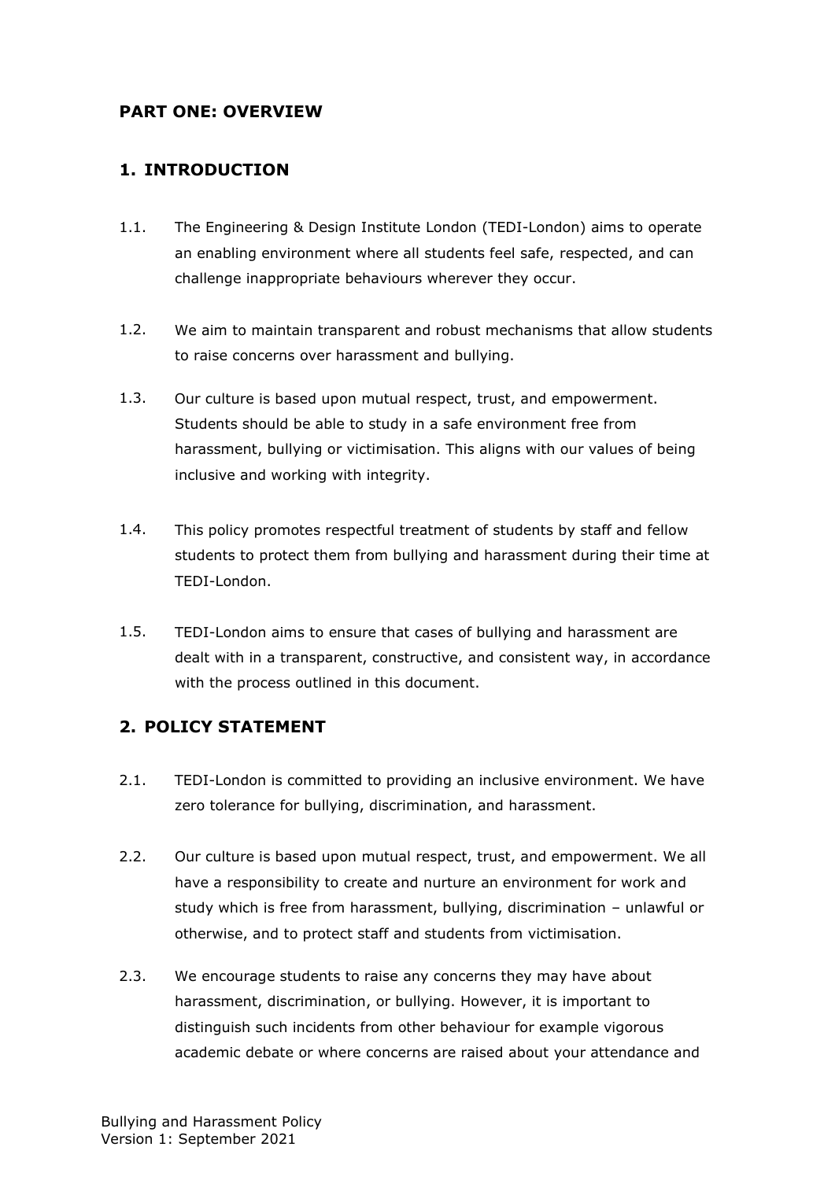## PART ONE: OVERVIEW

### 1. INTRODUCTION

1.1. The Engineering & Design Institute London (TEDI-London) aims to operate an enabling environment where all students feel safe, respected, and can challenge inappropriate behaviours wherever they occur.

1.2. We aim to maintain transparent and robust mechanisms that allow students to raise concerns over harassment and bullying.

1.3. Our culture is based upon mutual respect, trust, and empowerment. Students should be able to study in a safe environment free from harassment, bullying or victimisation. This aligns with our values of being inclusive and working with integrity.

1.4. This policy promotes respectful treatment of students by staff and fellow students to protect them from bullying and harassment during their time at TEDI-London.

1.5. TEDI-London aims to ensure that cases of bullying and harassment are dealt with in a transparent, constructive, and consistent way, in accordance with the process outlined in this document.

### 2. POLICY STATEMENT

2.1. TEDI-London is committed to providing an inclusive environment. We have zero tolerance for bullying, discrimination, and harassment.

2.2. Our culture is based upon mutual respect, trust, and empowerment. We all have a responsibility to create and nurture an environment for work and study which is free from harassment, bullying, discrimination – unlawful or otherwise, and to protect staff and students from victimisation.

2.3. We encourage students to raise any concerns they may have about harassment, discrimination, or bullying. However, it is important to distinguish such incidents from other behaviour for example vigorous academic debate or where concerns are raised about your attendance and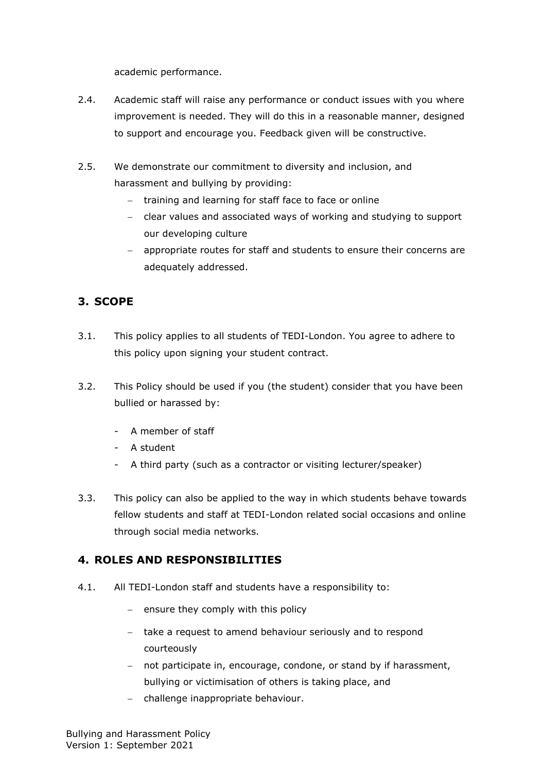academic performance.

2.4. Academic staff will raise any performance or conduct issues with you where improvement is needed. They will do this in a reasonable manner, designed to support and encourage you. Feedback given will be constructive.

2.5. We demonstrate our commitment to diversity and inclusion, and harassment and bullying by providing:

- training and learning for staff face to face or online
- clear values and associated ways of working and studying to support our developing culture
- appropriate routes for staff and students to ensure their concerns are adequately addressed.

## 3. SCOPE

3.1. This policy applies to all students of TEDI-London. You agree to adhere to this policy upon signing your student contract.

3.2. This Policy should be used if you (the student) consider that you have been bullied or harassed by:

- A member of staff
- A student
- A third party (such as a contractor or visiting lecturer/speaker)

3.3. This policy can also be applied to the way in which students behave towards fellow students and staff at TEDI-London related social occasions and online through social media networks.

## 4. ROLES AND RESPONSIBILITIES

4.1. All TEDI-London staff and students have a responsibility to:

- ensure they comply with this policy
- take a request to amend behaviour seriously and to respond courteously
- not participate in, encourage, condone, or stand by if harassment, bullying or victimisation of others is taking place, and
- challenge inappropriate behaviour.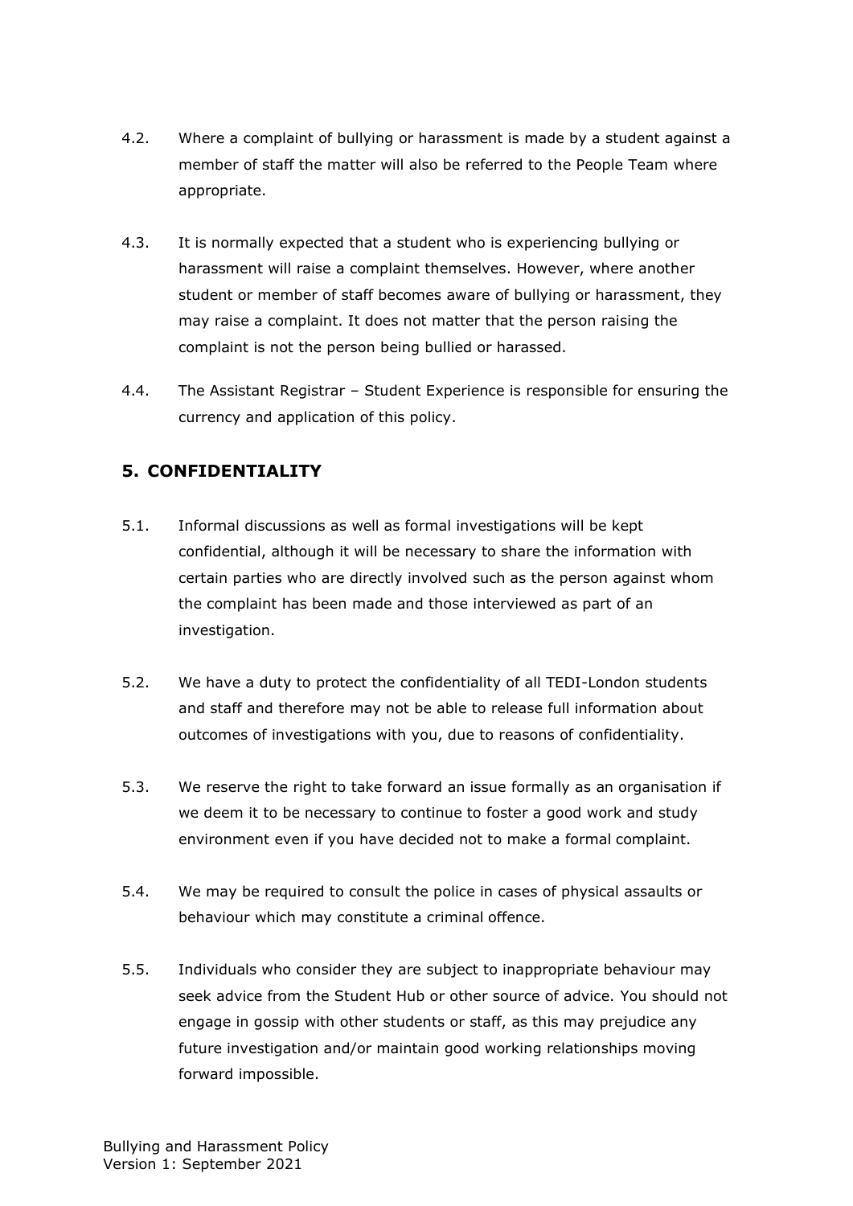4.2. Where a complaint of bullying or harassment is made by a student against a member of staff the matter will also be referred to the People Team where appropriate.

4.3. It is normally expected that a student who is experiencing bullying or harassment will raise a complaint themselves. However, where another student or member of staff becomes aware of bullying or harassment, they may raise a complaint. It does not matter that the person raising the complaint is not the person being bullied or harassed.

4.4. The Assistant Registrar – Student Experience is responsible for ensuring the currency and application of this policy.

## 5. CONFIDENTIALITY

5.1. Informal discussions as well as formal investigations will be kept confidential, although it will be necessary to share the information with certain parties who are directly involved such as the person against whom the complaint has been made and those interviewed as part of an investigation.

5.2. We have a duty to protect the confidentiality of all TEDI-London students and staff and therefore may not be able to release full information about outcomes of investigations with you, due to reasons of confidentiality.

5.3. We reserve the right to take forward an issue formally as an organisation if we deem it to be necessary to continue to foster a good work and study environment even if you have decided not to make a formal complaint.

5.4. We may be required to consult the police in cases of physical assaults or behaviour which may constitute a criminal offence.

5.5. Individuals who consider they are subject to inappropriate behaviour may seek advice from the Student Hub or other source of advice. You should not engage in gossip with other students or staff, as this may prejudice any future investigation and/or maintain good working relationships moving forward impossible.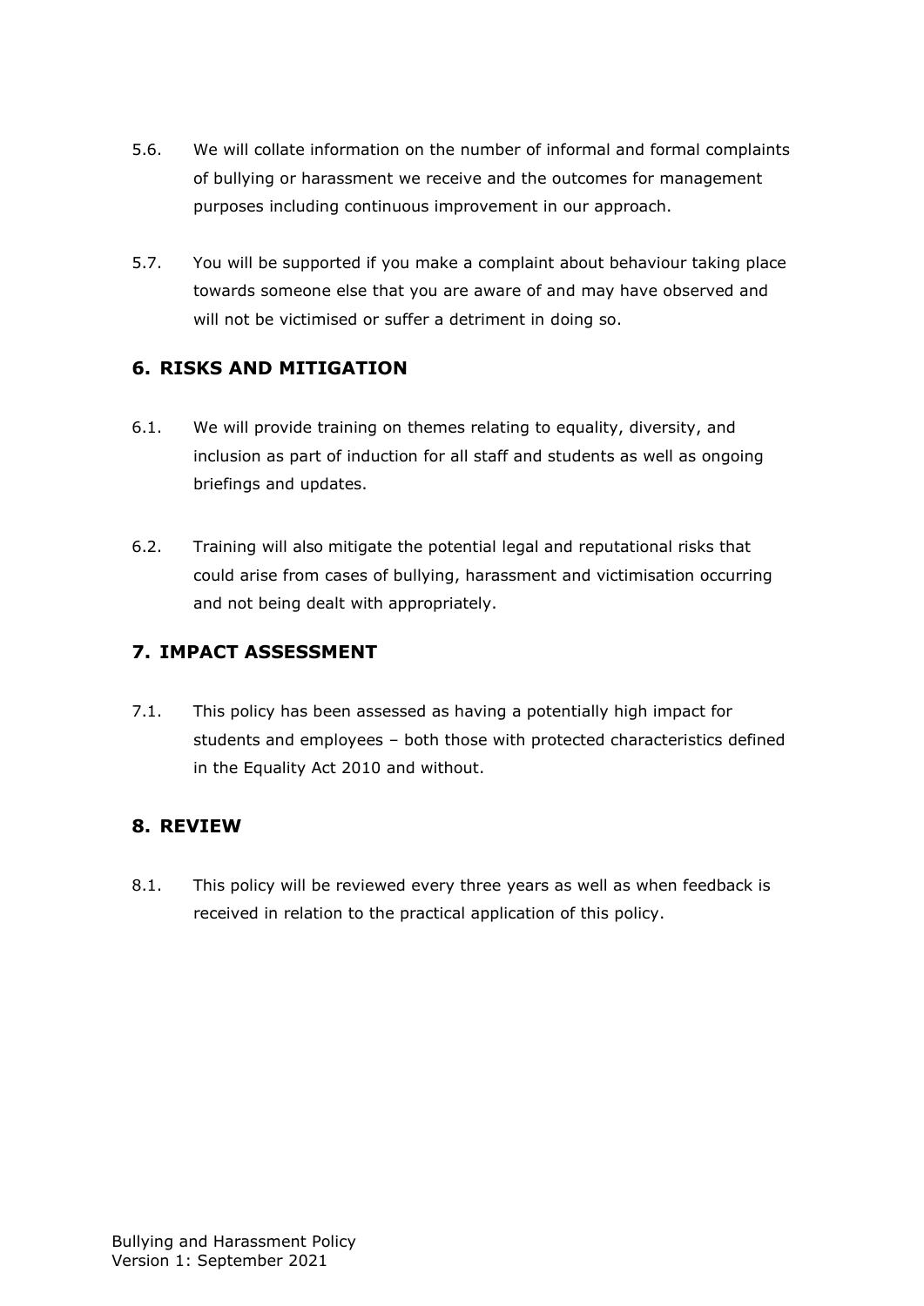5.6. We will collate information on the number of informal and formal complaints of bullying or harassment we receive and the outcomes for management purposes including continuous improvement in our approach.

5.7. You will be supported if you make a complaint about behaviour taking place towards someone else that you are aware of and may have observed and will not be victimised or suffer a detriment in doing so.

## 6. RISKS AND MITIGATION

6.1. We will provide training on themes relating to equality, diversity, and inclusion as part of induction for all staff and students as well as ongoing briefings and updates.

6.2. Training will also mitigate the potential legal and reputational risks that could arise from cases of bullying, harassment and victimisation occurring and not being dealt with appropriately.

## 7. IMPACT ASSESSMENT

7.1. This policy has been assessed as having a potentially high impact for students and employees – both those with protected characteristics defined in the Equality Act 2010 and without.

## 8. REVIEW

8.1. This policy will be reviewed every three years as well as when feedback is received in relation to the practical application of this policy.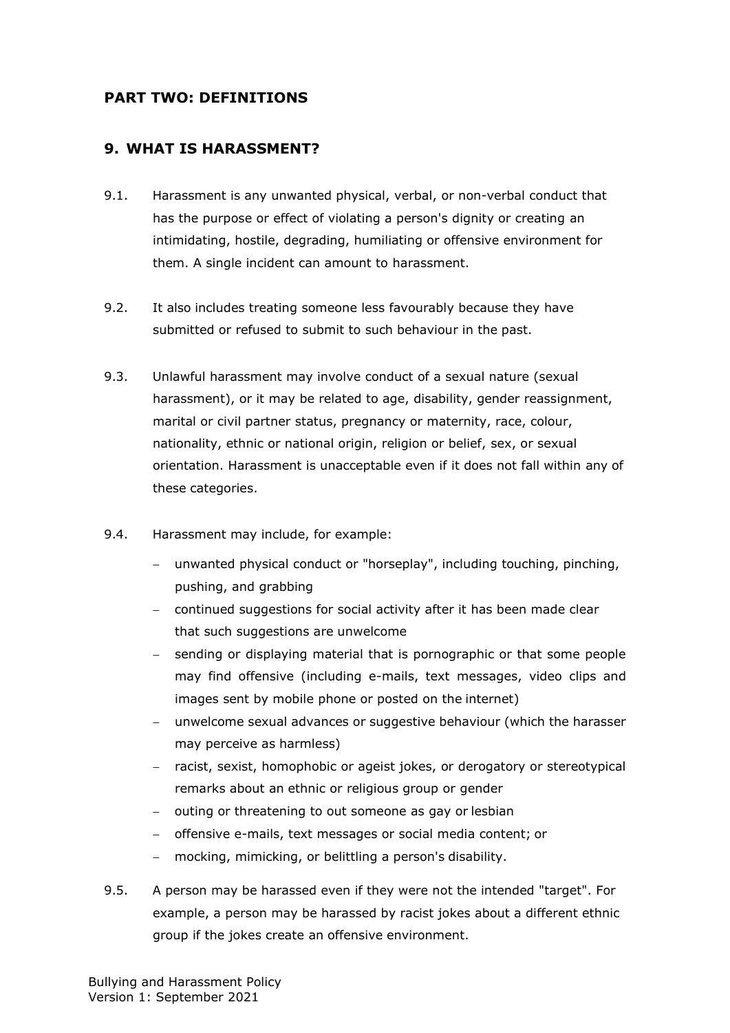## PART TWO: DEFINITIONS

### 9. WHAT IS HARASSMENT?

9.1. Harassment is any unwanted physical, verbal, or non-verbal conduct that has the purpose or effect of violating a person's dignity or creating an intimidating, hostile, degrading, humiliating or offensive environment for them. A single incident can amount to harassment.

9.2. It also includes treating someone less favourably because they have submitted or refused to submit to such behaviour in the past.

9.3. Unlawful harassment may involve conduct of a sexual nature (sexual harassment), or it may be related to age, disability, gender reassignment, marital or civil partner status, pregnancy or maternity, race, colour, nationality, ethnic or national origin, religion or belief, sex, or sexual orientation. Harassment is unacceptable even if it does not fall within any of these categories.

9.4. Harassment may include, for example:

- unwanted physical conduct or "horseplay", including touching, pinching, pushing, and grabbing
- continued suggestions for social activity after it has been made clear that such suggestions are unwelcome
- sending or displaying material that is pornographic or that some people may find offensive (including e-mails, text messages, video clips and images sent by mobile phone or posted on the internet)
- unwelcome sexual advances or suggestive behaviour (which the harasser may perceive as harmless)
- racist, sexist, homophobic or ageist jokes, or derogatory or stereotypical remarks about an ethnic or religious group or gender
- outing or threatening to out someone as gay or lesbian
- offensive e-mails, text messages or social media content; or
- mocking, mimicking, or belittling a person's disability.

9.5. A person may be harassed even if they were not the intended "target". For example, a person may be harassed by racist jokes about a different ethnic group if the jokes create an offensive environment.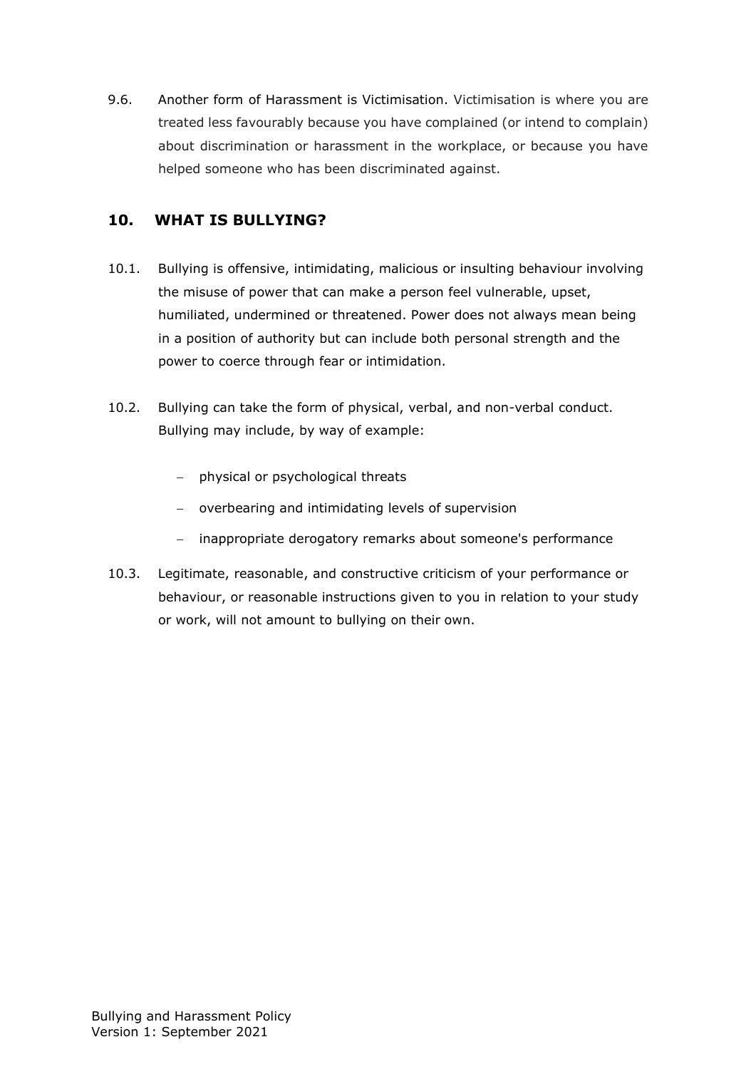9.6. Another form of Harassment is Victimisation. Victimisation is where you are treated less favourably because you have complained (or intend to complain) about discrimination or harassment in the workplace, or because you have helped someone who has been discriminated against.

## 10. WHAT IS BULLYING?

10.1. Bullying is offensive, intimidating, malicious or insulting behaviour involving the misuse of power that can make a person feel vulnerable, upset, humiliated, undermined or threatened. Power does not always mean being in a position of authority but can include both personal strength and the power to coerce through fear or intimidation.

10.2. Bullying can take the form of physical, verbal, and non-verbal conduct. Bullying may include, by way of example:

- physical or psychological threats
- overbearing and intimidating levels of supervision
- inappropriate derogatory remarks about someone's performance

10.3. Legitimate, reasonable, and constructive criticism of your performance or behaviour, or reasonable instructions given to you in relation to your study or work, will not amount to bullying on their own.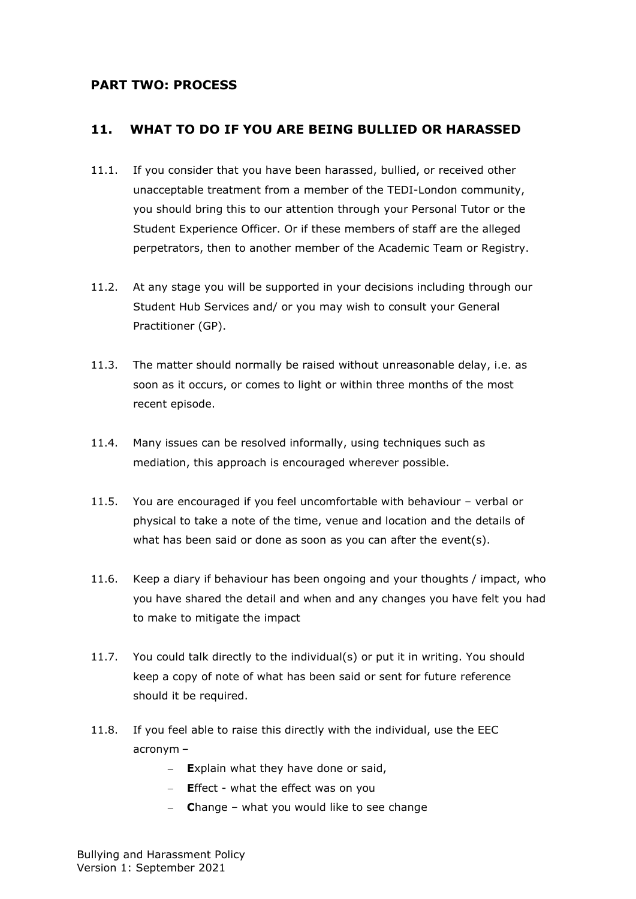## PART TWO: PROCESS

### 11. WHAT TO DO IF YOU ARE BEING BULLIED OR HARASSED

11.1. If you consider that you have been harassed, bullied, or received other unacceptable treatment from a member of the TEDI-London community, you should bring this to our attention through your Personal Tutor or the Student Experience Officer. Or if these members of staff are the alleged perpetrators, then to another member of the Academic Team or Registry.

11.2. At any stage you will be supported in your decisions including through our Student Hub Services and/ or you may wish to consult your General Practitioner (GP).

11.3. The matter should normally be raised without unreasonable delay, i.e. as soon as it occurs, or comes to light or within three months of the most recent episode.

11.4. Many issues can be resolved informally, using techniques such as mediation, this approach is encouraged wherever possible.

11.5. You are encouraged if you feel uncomfortable with behaviour – verbal or physical to take a note of the time, venue and location and the details of what has been said or done as soon as you can after the event(s).

11.6. Keep a diary if behaviour has been ongoing and your thoughts / impact, who you have shared the detail and when and any changes you have felt you had to make to mitigate the impact

11.7. You could talk directly to the individual(s) or put it in writing. You should keep a copy of note of what has been said or sent for future reference should it be required.

11.8. If you feel able to raise this directly with the individual, use the EEC acronym –

- **E**xplain what they have done or said,
- **E**ffect - what the effect was on you
- **C**hange – what you would like to see change

Bullying and Harassment Policy
Version 1: September 2021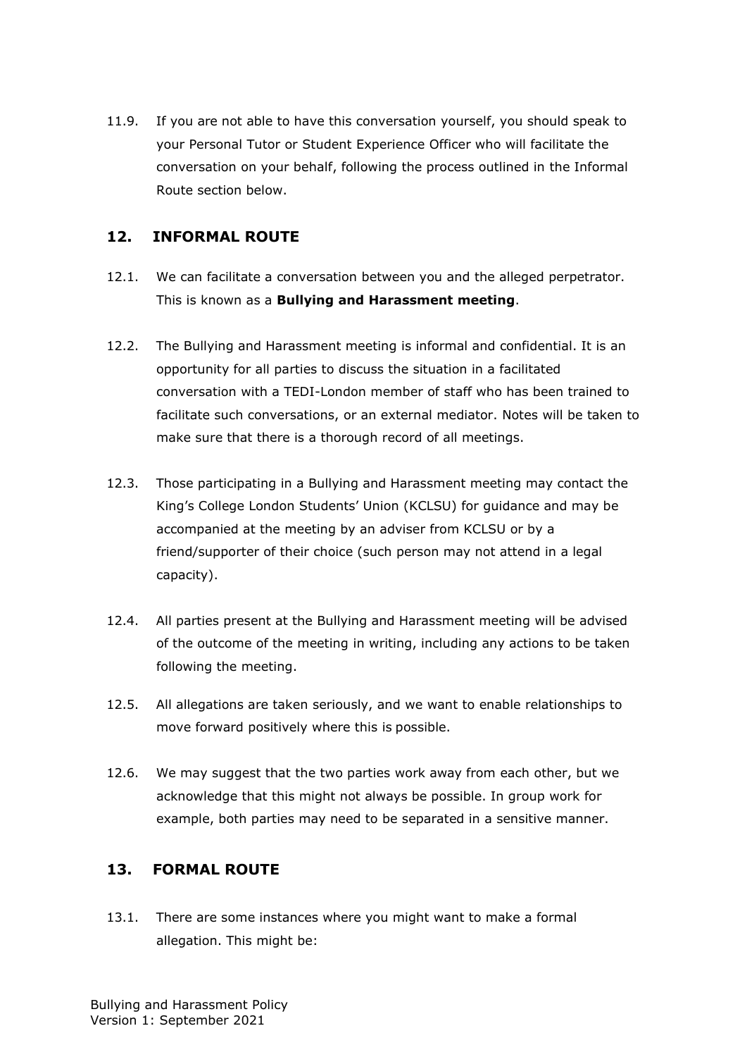11.9. If you are not able to have this conversation yourself, you should speak to your Personal Tutor or Student Experience Officer who will facilitate the conversation on your behalf, following the process outlined in the Informal Route section below.

## 12. INFORMAL ROUTE

12.1. We can facilitate a conversation between you and the alleged perpetrator. This is known as a **Bullying and Harassment meeting**.

12.2. The Bullying and Harassment meeting is informal and confidential. It is an opportunity for all parties to discuss the situation in a facilitated conversation with a TEDI-London member of staff who has been trained to facilitate such conversations, or an external mediator. Notes will be taken to make sure that there is a thorough record of all meetings.

12.3. Those participating in a Bullying and Harassment meeting may contact the King's College London Students' Union (KCLSU) for guidance and may be accompanied at the meeting by an adviser from KCLSU or by a friend/supporter of their choice (such person may not attend in a legal capacity).

12.4. All parties present at the Bullying and Harassment meeting will be advised of the outcome of the meeting in writing, including any actions to be taken following the meeting.

12.5. All allegations are taken seriously, and we want to enable relationships to move forward positively where this is possible.

12.6. We may suggest that the two parties work away from each other, but we acknowledge that this might not always be possible. In group work for example, both parties may need to be separated in a sensitive manner.

## 13. FORMAL ROUTE

13.1. There are some instances where you might want to make a formal allegation. This might be: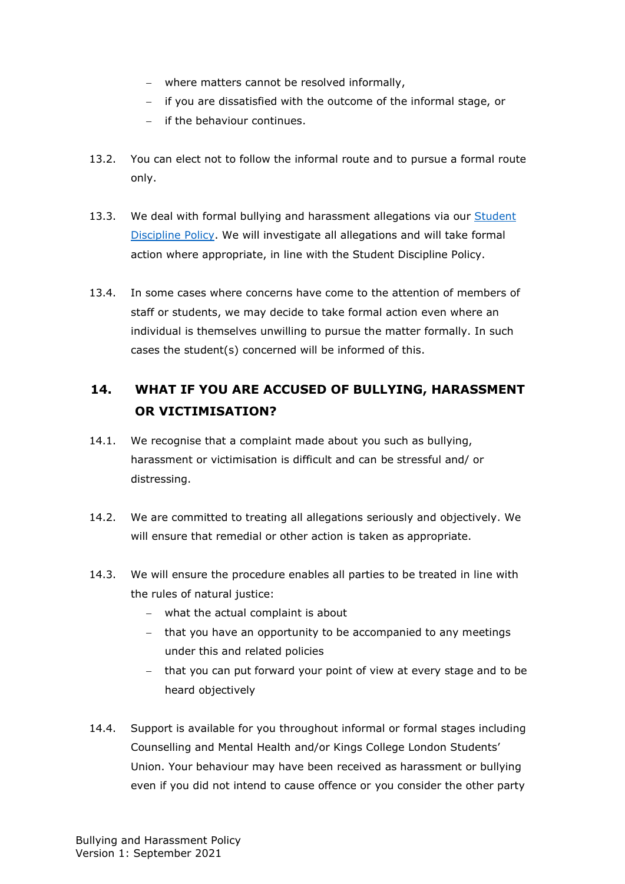- where matters cannot be resolved informally,
- if you are dissatisfied with the outcome of the informal stage, or
- if the behaviour continues.

13.2. You can elect not to follow the informal route and to pursue a formal route only.

13.3. We deal with formal bullying and harassment allegations via our [Student Discipline Policy](). We will investigate all allegations and will take formal action where appropriate, in line with the Student Discipline Policy.

13.4. In some cases where concerns have come to the attention of members of staff or students, we may decide to take formal action even where an individual is themselves unwilling to pursue the matter formally. In such cases the student(s) concerned will be informed of this.

## 14. WHAT IF YOU ARE ACCUSED OF BULLYING, HARASSMENT OR VICTIMISATION?

14.1. We recognise that a complaint made about you such as bullying, harassment or victimisation is difficult and can be stressful and/ or distressing.

14.2. We are committed to treating all allegations seriously and objectively. We will ensure that remedial or other action is taken as appropriate.

14.3. We will ensure the procedure enables all parties to be treated in line with the rules of natural justice:

- what the actual complaint is about
- that you have an opportunity to be accompanied to any meetings under this and related policies
- that you can put forward your point of view at every stage and to be heard objectively

14.4. Support is available for you throughout informal or formal stages including Counselling and Mental Health and/or Kings College London Students' Union. Your behaviour may have been received as harassment or bullying even if you did not intend to cause offence or you consider the other party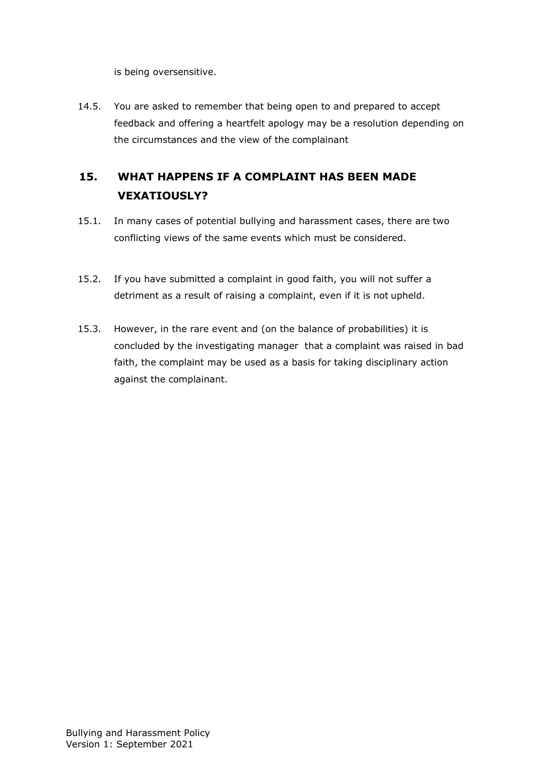is being oversensitive.

14.5. You are asked to remember that being open to and prepared to accept feedback and offering a heartfelt apology may be a resolution depending on the circumstances and the view of the complainant

## 15. WHAT HAPPENS IF A COMPLAINT HAS BEEN MADE VEXATIOUSLY?

15.1. In many cases of potential bullying and harassment cases, there are two conflicting views of the same events which must be considered.

15.2. If you have submitted a complaint in good faith, you will not suffer a detriment as a result of raising a complaint, even if it is not upheld.

15.3. However, in the rare event and (on the balance of probabilities) it is concluded by the investigating manager that a complaint was raised in bad faith, the complaint may be used as a basis for taking disciplinary action against the complainant.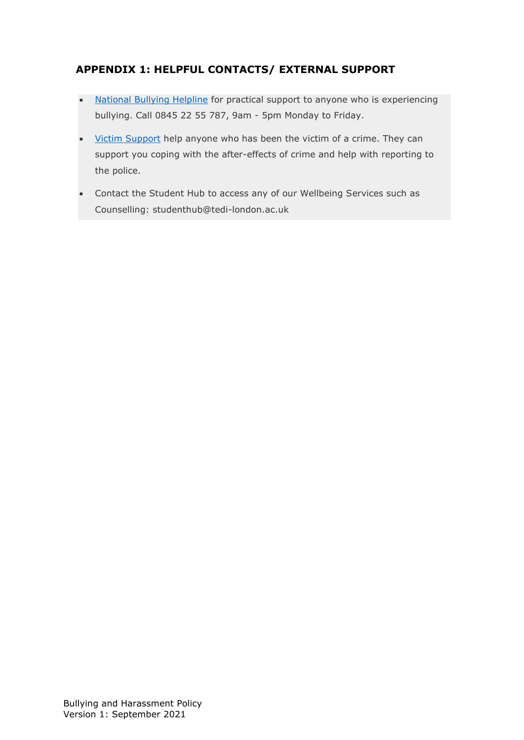## APPENDIX 1: HELPFUL CONTACTS/ EXTERNAL SUPPORT

- National Bullying Helpline for practical support to anyone who is experiencing bullying. Call 0845 22 55 787, 9am - 5pm Monday to Friday.
- Victim Support help anyone who has been the victim of a crime. They can support you coping with the after-effects of crime and help with reporting to the police.
- Contact the Student Hub to access any of our Wellbeing Services such as Counselling: studenthub@tedi-london.ac.uk